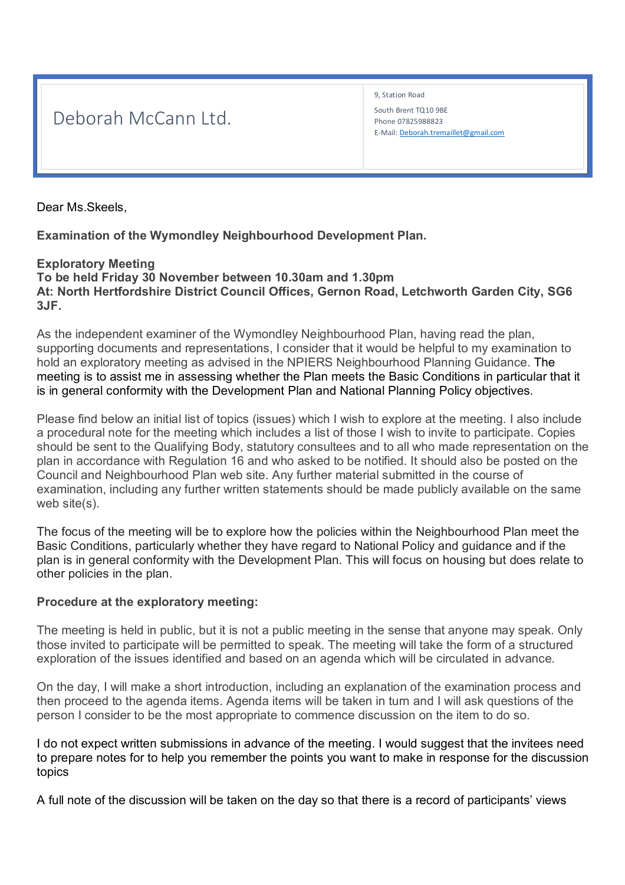| Deborah McCann Ltd. | 9, Station Road<br>South Brent TQ10 9BE<br>Phone 07825988823<br>E-Mail: Deborah.tremaillet@gmail.com |
|---|---|

Dear Ms.Skeels,

**Examination of the Wymondley Neighbourhood Development Plan.**

**Exploratory Meeting**
**To be held Friday 30 November between 10.30am and 1.30pm**
**At: North Hertfordshire District Council Offices, Gernon Road, Letchworth Garden City, SG6 3JF.**

As the independent examiner of the Wymondley Neighbourhood Plan, having read the plan, supporting documents and representations, I consider that it would be helpful to my examination to hold an exploratory meeting as advised in the NPIERS Neighbourhood Planning Guidance. The meeting is to assist me in assessing whether the Plan meets the Basic Conditions in particular that it is in general conformity with the Development Plan and National Planning Policy objectives.

Please find below an initial list of topics (issues) which I wish to explore at the meeting. I also include a procedural note for the meeting which includes a list of those I wish to invite to participate. Copies should be sent to the Qualifying Body, statutory consultees and to all who made representation on the plan in accordance with Regulation 16 and who asked to be notified. It should also be posted on the Council and Neighbourhood Plan web site. Any further material submitted in the course of examination, including any further written statements should be made publicly available on the same web site(s).

The focus of the meeting will be to explore how the policies within the Neighbourhood Plan meet the Basic Conditions, particularly whether they have regard to National Policy and guidance and if the plan is in general conformity with the Development Plan. This will focus on housing but does relate to other policies in the plan.

**Procedure at the exploratory meeting:**

The meeting is held in public, but it is not a public meeting in the sense that anyone may speak. Only those invited to participate will be permitted to speak. The meeting will take the form of a structured exploration of the issues identified and based on an agenda which will be circulated in advance.

On the day, I will make a short introduction, including an explanation of the examination process and then proceed to the agenda items. Agenda items will be taken in turn and I will ask questions of the person I consider to be the most appropriate to commence discussion on the item to do so.

I do not expect written submissions in advance of the meeting. I would suggest that the invitees need to prepare notes for to help you remember the points you want to make in response for the discussion topics

A full note of the discussion will be taken on the day so that there is a record of participants' views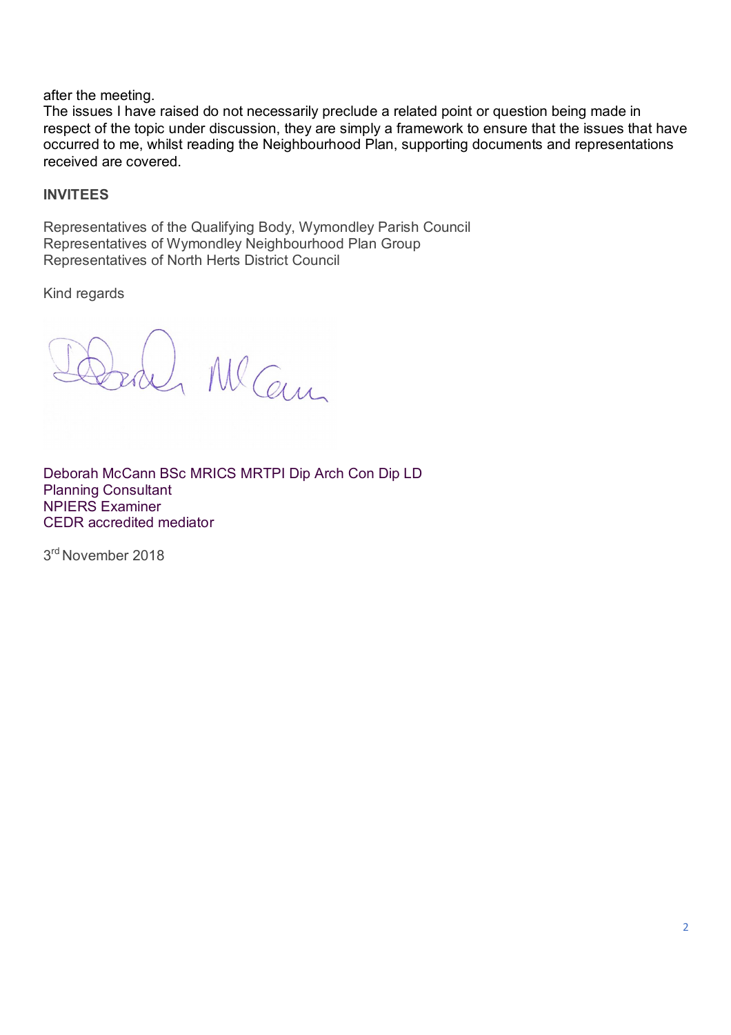after the meeting.
The issues I have raised do not necessarily preclude a related point or question being made in respect of the topic under discussion, they are simply a framework to ensure that the issues that have occurred to me, whilst reading the Neighbourhood Plan, supporting documents and representations received are covered.

**INVITEES**

Representatives of the Qualifying Body, Wymondley Parish Council
Representatives of Wymondley Neighbourhood Plan Group
Representatives of North Herts District Council

Kind regards

Deborah McCann BSc MRICS MRTPI Dip Arch Con Dip LD
Planning Consultant
NPIERS Examiner
CEDR accredited mediator

3rd November 2018